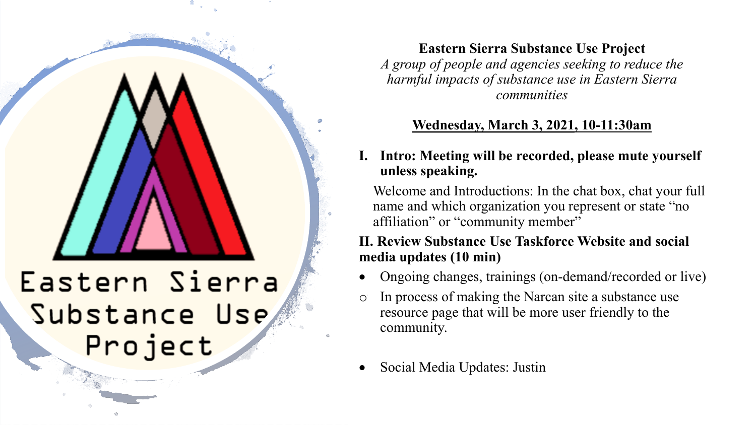Eastern Sierra Substance Use Project

# Eastern Sierra Substance Use Project

*A group of people and agencies seeking to reduce the harmful impacts of substance use in Eastern Sierra communities*

**Wednesday, March 3, 2021, 10-11:30am**

**I. Intro: Meeting will be recorded, please mute yourself unless speaking.**

Welcome and Introductions: In the chat box, chat your full name and which organization you represent or state "no affiliation" or "community member"

**II. Review Substance Use Taskforce Website and social media updates (10 min)**

- Ongoing changes, trainings (on-demand/recorded or live)
  - In process of making the Narcan site a substance use resource page that will be more user friendly to the community.
- Social Media Updates: Justin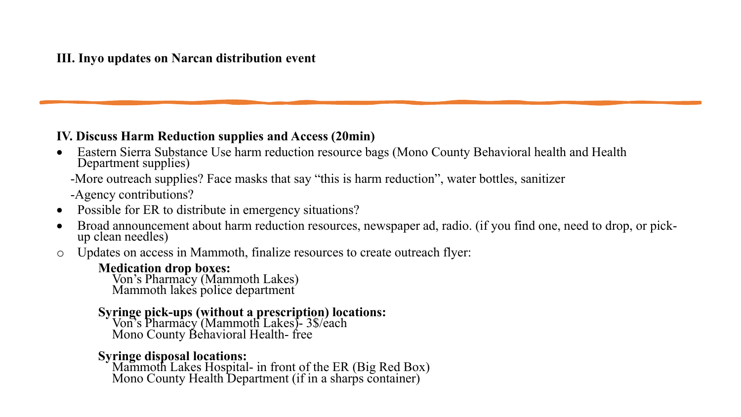**III. Inyo updates on Narcan distribution event**

---

**IV. Discuss Harm Reduction supplies and Access (20min)**

- Eastern Sierra Substance Use harm reduction resource bags (Mono County Behavioral health and Health Department supplies)

  -More outreach supplies? Face masks that say "this is harm reduction", water bottles, sanitizer

  -Agency contributions?
- Possible for ER to distribute in emergency situations?
- Broad announcement about harm reduction resources, newspaper ad, radio. (if you find one, need to drop, or pick-up clean needles)
  - Updates on access in Mammoth, finalize resources to create outreach flyer:

    **Medication drop boxes:**
    Von's Pharmacy (Mammoth Lakes)
    Mammoth lakes police department

    **Syringe pick-ups (without a prescription) locations:**
    Von's Pharmacy (Mammoth Lakes)- 3$/each
    Mono County Behavioral Health- free

    **Syringe disposal locations:**
    Mammoth Lakes Hospital- in front of the ER (Big Red Box)
    Mono County Health Department (if in a sharps container)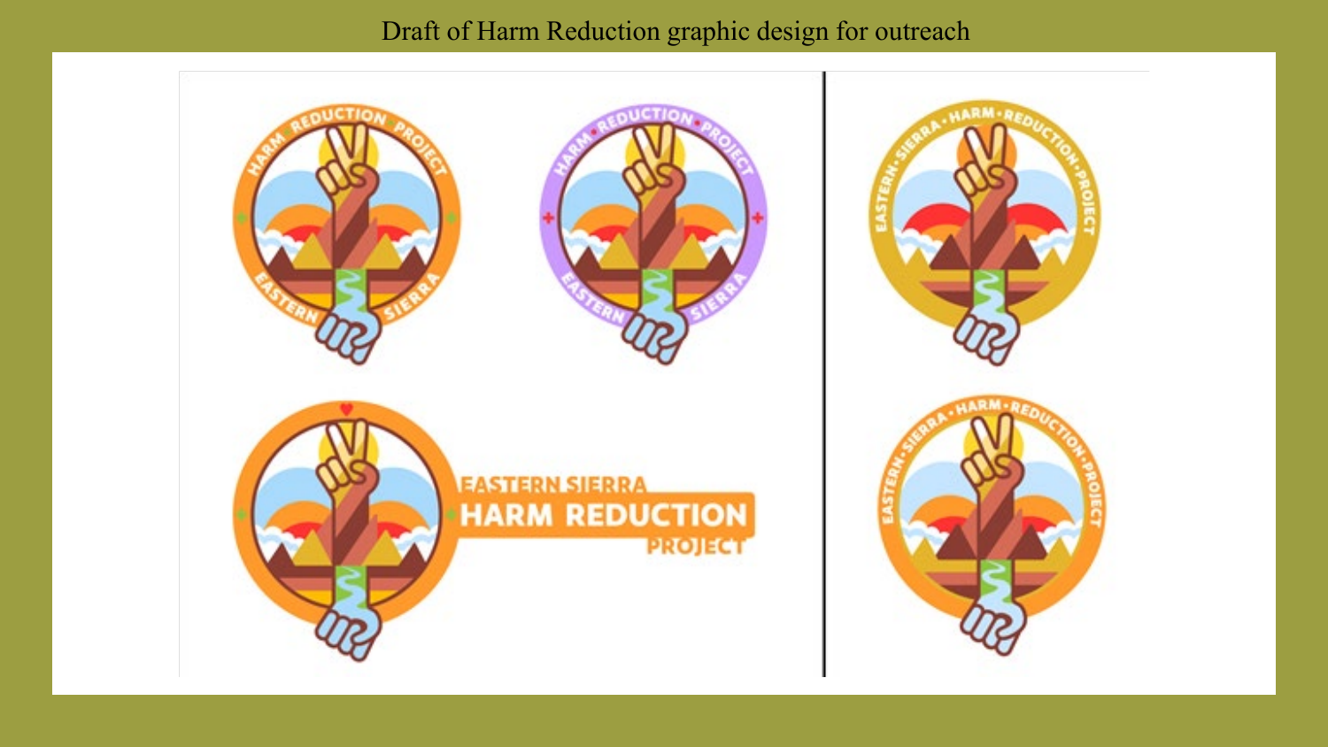Draft of Harm Reduction graphic design for outreach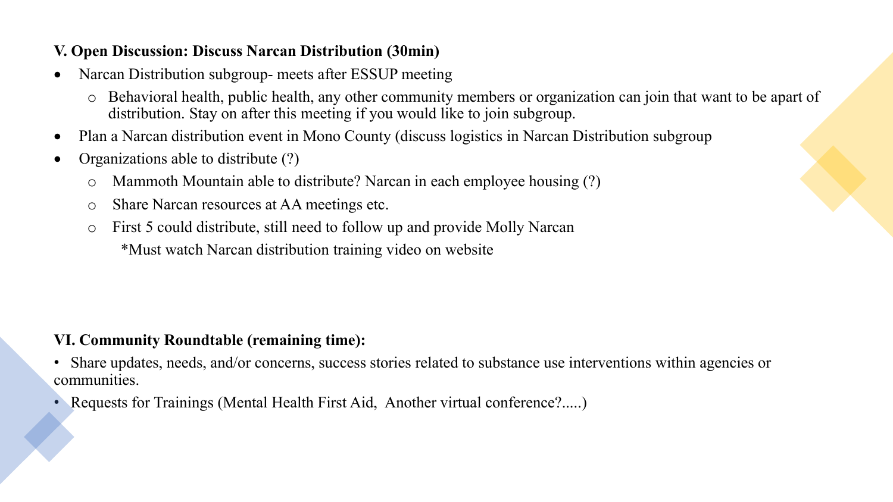**V. Open Discussion: Discuss Narcan Distribution (30min)**

- Narcan Distribution subgroup- meets after ESSUP meeting
  - Behavioral health, public health, any other community members or organization can join that want to be apart of distribution. Stay on after this meeting if you would like to join subgroup.
- Plan a Narcan distribution event in Mono County (discuss logistics in Narcan Distribution subgroup
- Organizations able to distribute (?)
  - Mammoth Mountain able to distribute? Narcan in each employee housing (?)
  - Share Narcan resources at AA meetings etc.
  - First 5 could distribute, still need to follow up and provide Molly Narcan

    *Must watch Narcan distribution training video on website

**VI. Community Roundtable (remaining time):**

- Share updates, needs, and/or concerns, success stories related to substance use interventions within agencies or communities.
- Requests for Trainings (Mental Health First Aid, Another virtual conference?.....)